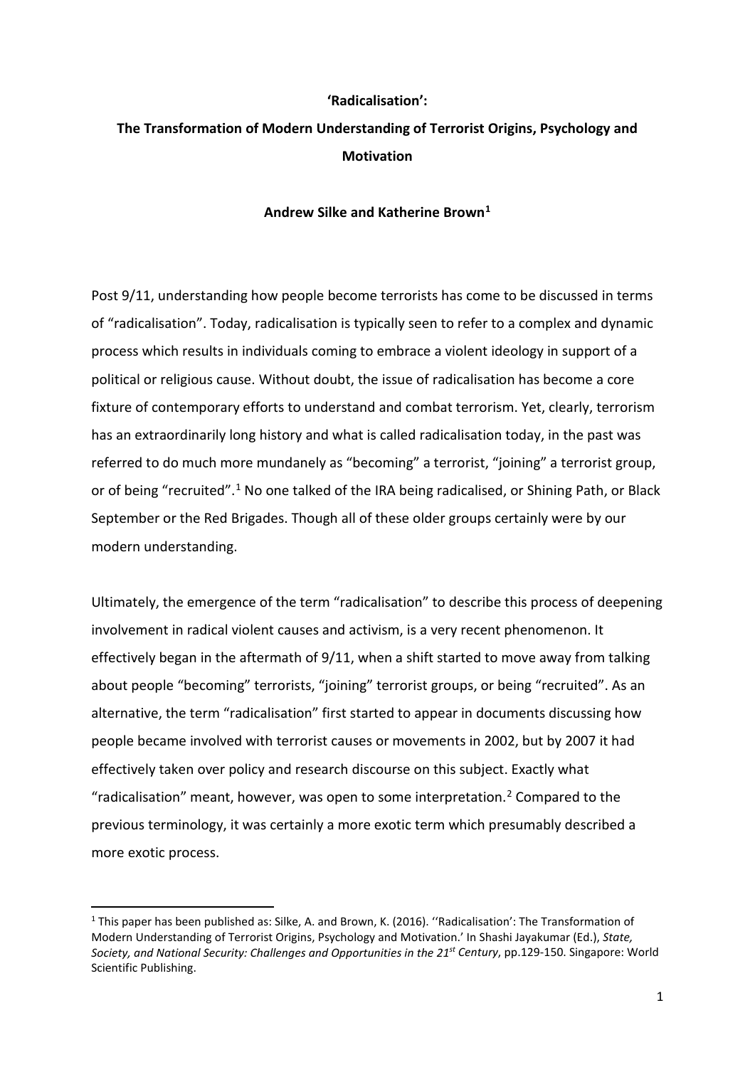# 'Radicalisation':

# The Transformation of Modern Understanding of Terrorist Origins, Psychology and Motivation

**Andrew Silke and Katherine Brown**[1]

Post 9/11, understanding how people become terrorists has come to be discussed in terms of "radicalisation". Today, radicalisation is typically seen to refer to a complex and dynamic process which results in individuals coming to embrace a violent ideology in support of a political or religious cause. Without doubt, the issue of radicalisation has become a core fixture of contemporary efforts to understand and combat terrorism. Yet, clearly, terrorism has an extraordinarily long history and what is called radicalisation today, in the past was referred to do much more mundanely as "becoming" a terrorist, "joining" a terrorist group, or of being "recruited".[1] No one talked of the IRA being radicalised, or Shining Path, or Black September or the Red Brigades. Though all of these older groups certainly were by our modern understanding.

Ultimately, the emergence of the term "radicalisation" to describe this process of deepening involvement in radical violent causes and activism, is a very recent phenomenon. It effectively began in the aftermath of 9/11, when a shift started to move away from talking about people "becoming" terrorists, "joining" terrorist groups, or being "recruited". As an alternative, the term "radicalisation" first started to appear in documents discussing how people became involved with terrorist causes or movements in 2002, but by 2007 it had effectively taken over policy and research discourse on this subject. Exactly what "radicalisation" meant, however, was open to some interpretation.[2] Compared to the previous terminology, it was certainly a more exotic term which presumably described a more exotic process.

---

[1] This paper has been published as: Silke, A. and Brown, K. (2016). ''Radicalisation': The Transformation of Modern Understanding of Terrorist Origins, Psychology and Motivation.' In Shashi Jayakumar (Ed.), *State, Society, and National Security: Challenges and Opportunities in the 21st Century*, pp.129-150. Singapore: World Scientific Publishing.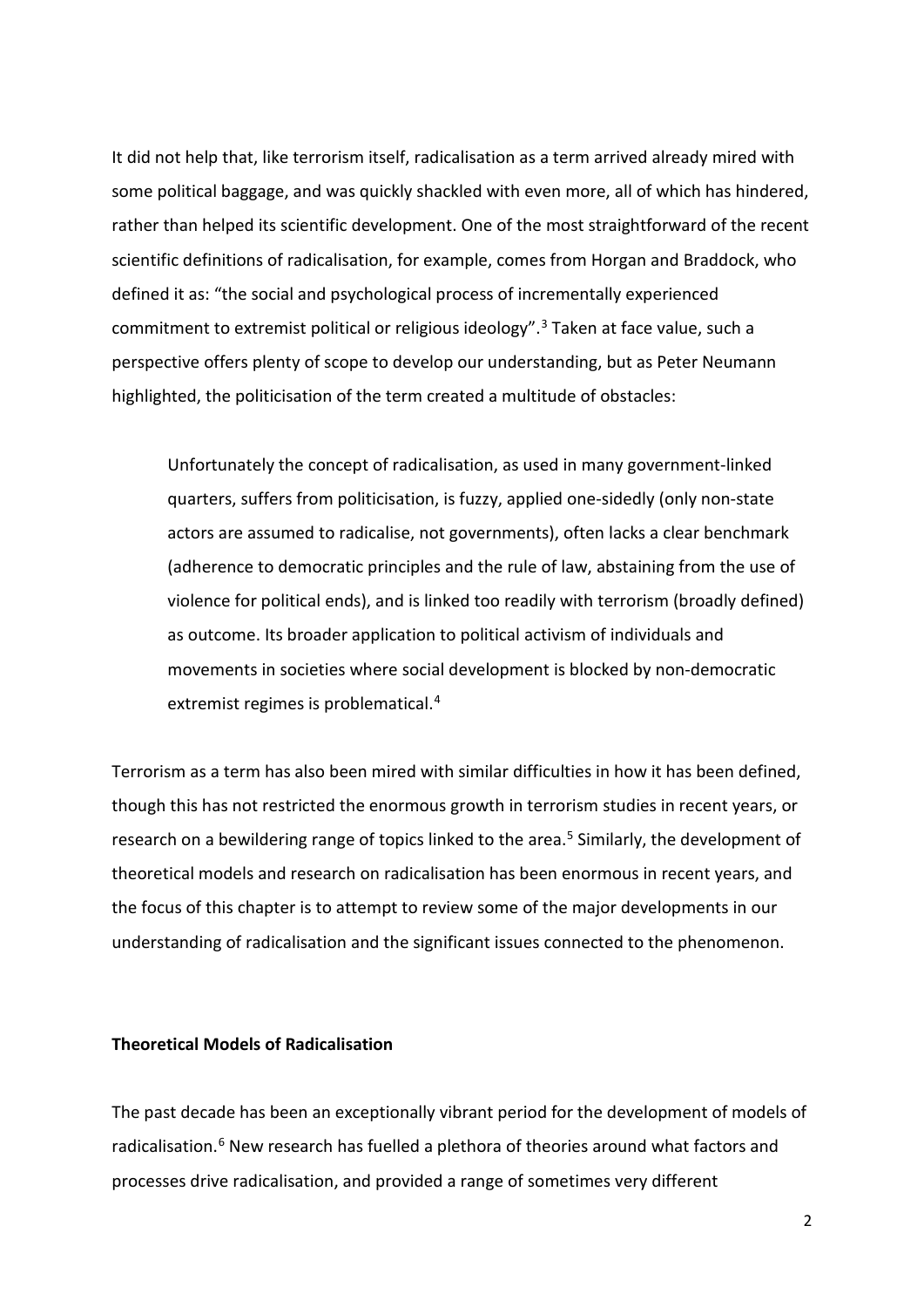It did not help that, like terrorism itself, radicalisation as a term arrived already mired with some political baggage, and was quickly shackled with even more, all of which has hindered, rather than helped its scientific development. One of the most straightforward of the recent scientific definitions of radicalisation, for example, comes from Horgan and Braddock, who defined it as: "the social and psychological process of incrementally experienced commitment to extremist political or religious ideology".[3] Taken at face value, such a perspective offers plenty of scope to develop our understanding, but as Peter Neumann highlighted, the politicisation of the term created a multitude of obstacles:

> Unfortunately the concept of radicalisation, as used in many government-linked quarters, suffers from politicisation, is fuzzy, applied one-sidedly (only non-state actors are assumed to radicalise, not governments), often lacks a clear benchmark (adherence to democratic principles and the rule of law, abstaining from the use of violence for political ends), and is linked too readily with terrorism (broadly defined) as outcome. Its broader application to political activism of individuals and movements in societies where social development is blocked by non-democratic extremist regimes is problematical.[4]

Terrorism as a term has also been mired with similar difficulties in how it has been defined, though this has not restricted the enormous growth in terrorism studies in recent years, or research on a bewildering range of topics linked to the area.[5] Similarly, the development of theoretical models and research on radicalisation has been enormous in recent years, and the focus of this chapter is to attempt to review some of the major developments in our understanding of radicalisation and the significant issues connected to the phenomenon.

**Theoretical Models of Radicalisation**

The past decade has been an exceptionally vibrant period for the development of models of radicalisation.[6] New research has fuelled a plethora of theories around what factors and processes drive radicalisation, and provided a range of sometimes very different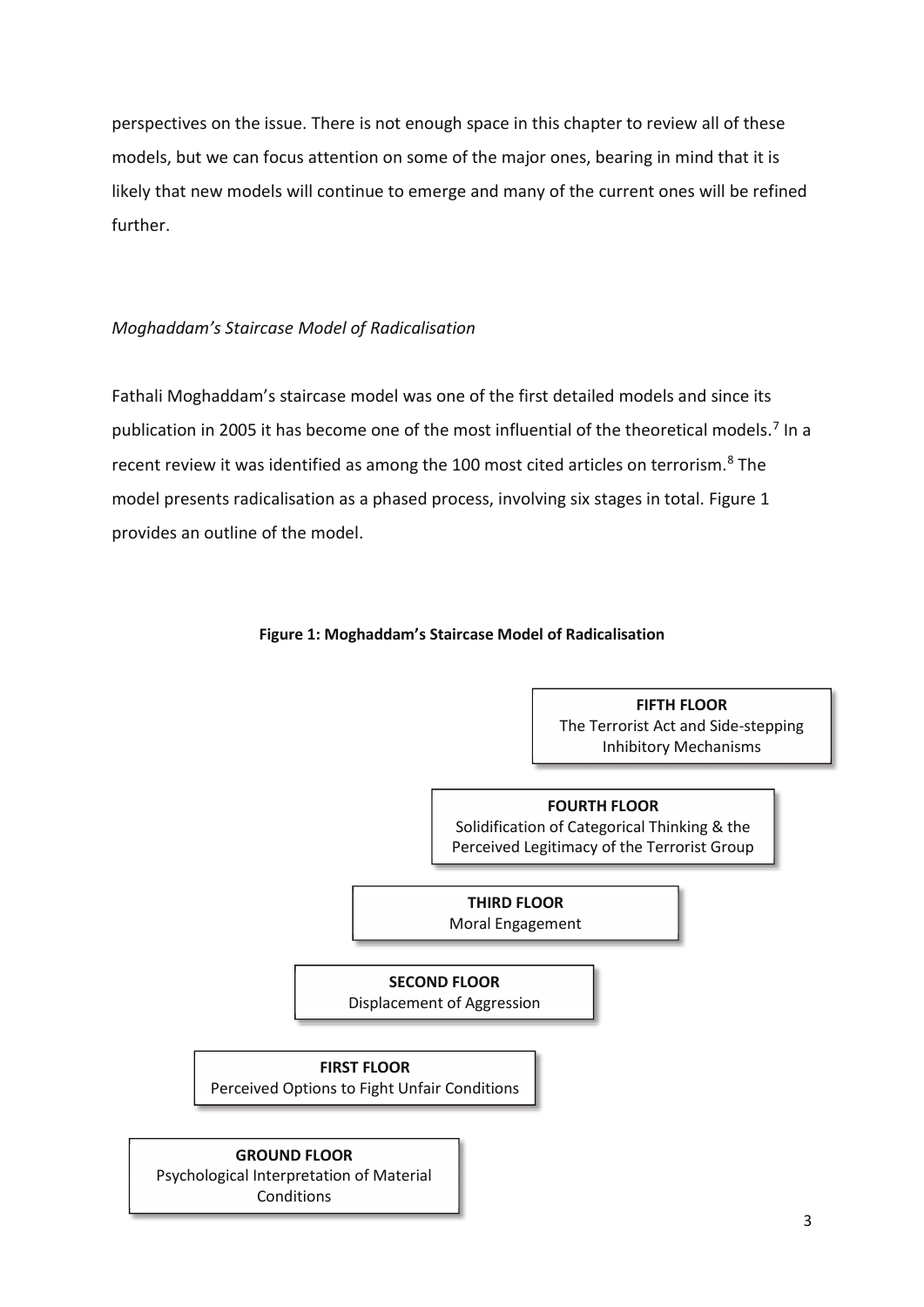perspectives on the issue. There is not enough space in this chapter to review all of these models, but we can focus attention on some of the major ones, bearing in mind that it is likely that new models will continue to emerge and many of the current ones will be refined further.

*Moghaddam's Staircase Model of Radicalisation*

Fathali Moghaddam's staircase model was one of the first detailed models and since its publication in 2005 it has become one of the most influential of the theoretical models.[7] In a recent review it was identified as among the 100 most cited articles on terrorism.[8] The model presents radicalisation as a phased process, involving six stages in total. Figure 1 provides an outline of the model.

**Figure 1: Moghaddam's Staircase Model of Radicalisation**

**FIFTH FLOOR**
The Terrorist Act and Side-stepping Inhibitory Mechanisms

**FOURTH FLOOR**
Solidification of Categorical Thinking & the Perceived Legitimacy of the Terrorist Group

**THIRD FLOOR**
Moral Engagement

**SECOND FLOOR**
Displacement of Aggression

**FIRST FLOOR**
Perceived Options to Fight Unfair Conditions

**GROUND FLOOR**
Psychological Interpretation of Material Conditions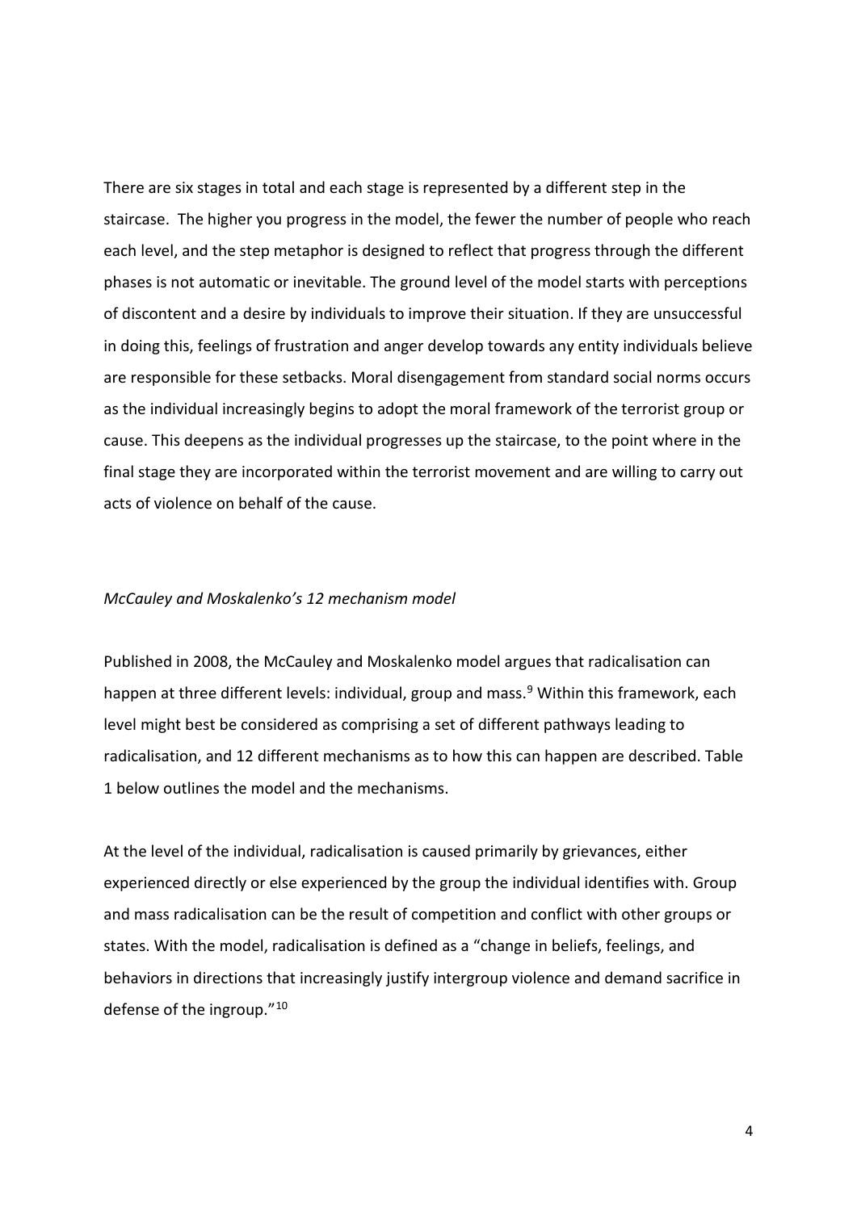There are six stages in total and each stage is represented by a different step in the staircase. The higher you progress in the model, the fewer the number of people who reach each level, and the step metaphor is designed to reflect that progress through the different phases is not automatic or inevitable. The ground level of the model starts with perceptions of discontent and a desire by individuals to improve their situation. If they are unsuccessful in doing this, feelings of frustration and anger develop towards any entity individuals believe are responsible for these setbacks. Moral disengagement from standard social norms occurs as the individual increasingly begins to adopt the moral framework of the terrorist group or cause. This deepens as the individual progresses up the staircase, to the point where in the final stage they are incorporated within the terrorist movement and are willing to carry out acts of violence on behalf of the cause.

*McCauley and Moskalenko's 12 mechanism model*

Published in 2008, the McCauley and Moskalenko model argues that radicalisation can happen at three different levels: individual, group and mass.[9] Within this framework, each level might best be considered as comprising a set of different pathways leading to radicalisation, and 12 different mechanisms as to how this can happen are described. Table 1 below outlines the model and the mechanisms.

At the level of the individual, radicalisation is caused primarily by grievances, either experienced directly or else experienced by the group the individual identifies with. Group and mass radicalisation can be the result of competition and conflict with other groups or states. With the model, radicalisation is defined as a "change in beliefs, feelings, and behaviors in directions that increasingly justify intergroup violence and demand sacrifice in defense of the ingroup."[10]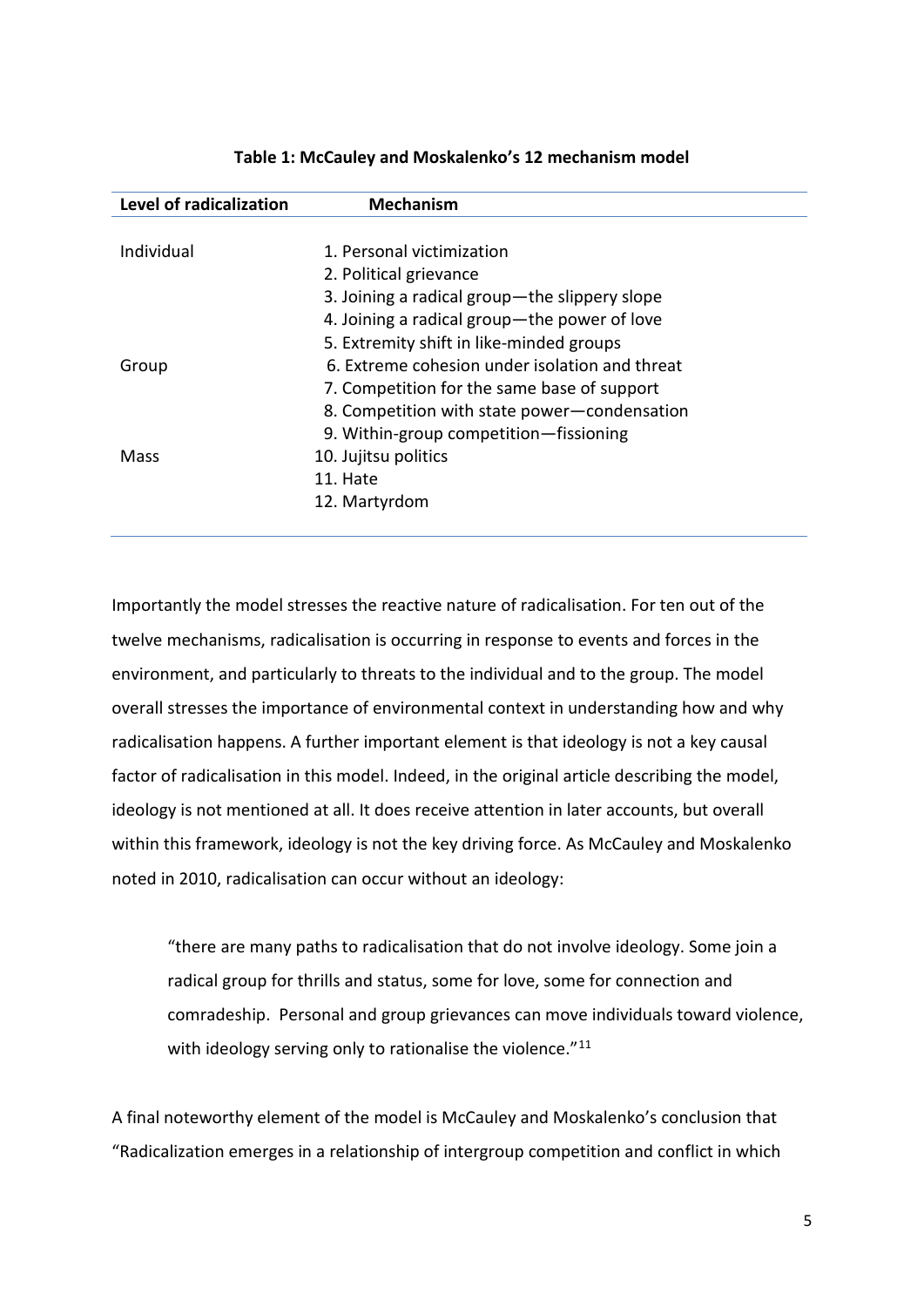**Table 1: McCauley and Moskalenko's 12 mechanism model**

| Level of radicalization | Mechanism |
|---|---|
| Individual | 1. Personal victimization |
| | 2. Political grievance |
| | 3. Joining a radical group—the slippery slope |
| | 4. Joining a radical group—the power of love |
| | 5. Extremity shift in like-minded groups |
| Group | 6. Extreme cohesion under isolation and threat |
| | 7. Competition for the same base of support |
| | 8. Competition with state power—condensation |
| | 9. Within-group competition—fissioning |
| Mass | 10. Jujitsu politics |
| | 11. Hate |
| | 12. Martyrdom |

Importantly the model stresses the reactive nature of radicalisation. For ten out of the twelve mechanisms, radicalisation is occurring in response to events and forces in the environment, and particularly to threats to the individual and to the group. The model overall stresses the importance of environmental context in understanding how and why radicalisation happens. A further important element is that ideology is not a key causal factor of radicalisation in this model. Indeed, in the original article describing the model, ideology is not mentioned at all. It does receive attention in later accounts, but overall within this framework, ideology is not the key driving force. As McCauley and Moskalenko noted in 2010, radicalisation can occur without an ideology:

> "there are many paths to radicalisation that do not involve ideology. Some join a radical group for thrills and status, some for love, some for connection and comradeship. Personal and group grievances can move individuals toward violence, with ideology serving only to rationalise the violence."[11]

A final noteworthy element of the model is McCauley and Moskalenko's conclusion that "Radicalization emerges in a relationship of intergroup competition and conflict in which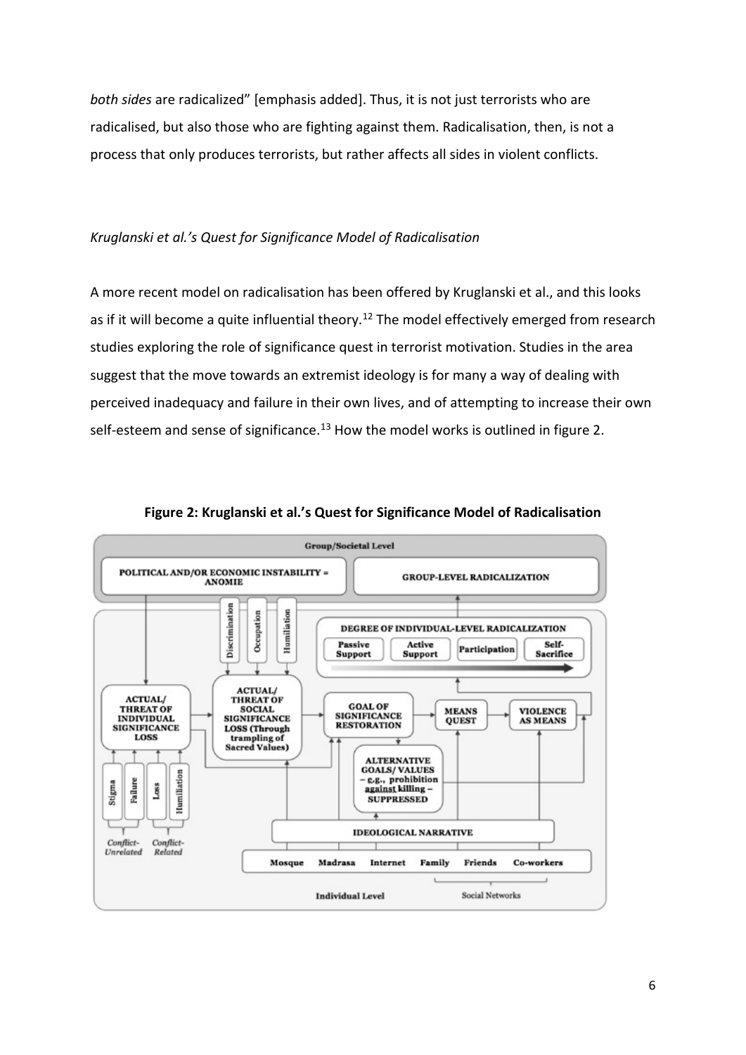*both sides* are radicalized" [emphasis added]. Thus, it is not just terrorists who are radicalised, but also those who are fighting against them. Radicalisation, then, is not a process that only produces terrorists, but rather affects all sides in violent conflicts.

*Kruglanski et al.'s Quest for Significance Model of Radicalisation*

A more recent model on radicalisation has been offered by Kruglanski et al., and this looks as if it will become a quite influential theory.[12] The model effectively emerged from research studies exploring the role of significance quest in terrorist motivation. Studies in the area suggest that the move towards an extremist ideology is for many a way of dealing with perceived inadequacy and failure in their own lives, and of attempting to increase their own self-esteem and sense of significance.[13] How the model works is outlined in figure 2.

**Figure 2: Kruglanski et al.'s Quest for Significance Model of Radicalisation**

Group/Societal Level

POLITICAL AND/OR ECONOMIC INSTABILITY = ANOMIE

GROUP-LEVEL RADICALIZATION

Discrimination | Occupation | Humiliation

DEGREE OF INDIVIDUAL-LEVEL RADICALIZATION: Passive Support | Active Support | Participation | Self-Sacrifice

ACTUAL/ THREAT OF INDIVIDUAL SIGNIFICANCE LOSS

ACTUAL/ THREAT OF SOCIAL SIGNIFICANCE LOSS (Through trampling of Sacred Values)

GOAL OF SIGNIFICANCE RESTORATION

MEANS QUEST

VIOLENCE AS MEANS

ALTERNATIVE GOALS/ VALUES – e.g., prohibition against killing – SUPPRESSED

Stigma | Failure | Loss | Humiliation

Conflict-Unrelated | Conflict-Related

IDEOLOGICAL NARRATIVE

Mosque | Madrasa | Internet | Family | Friends | Co-workers

Individual Level | Social Networks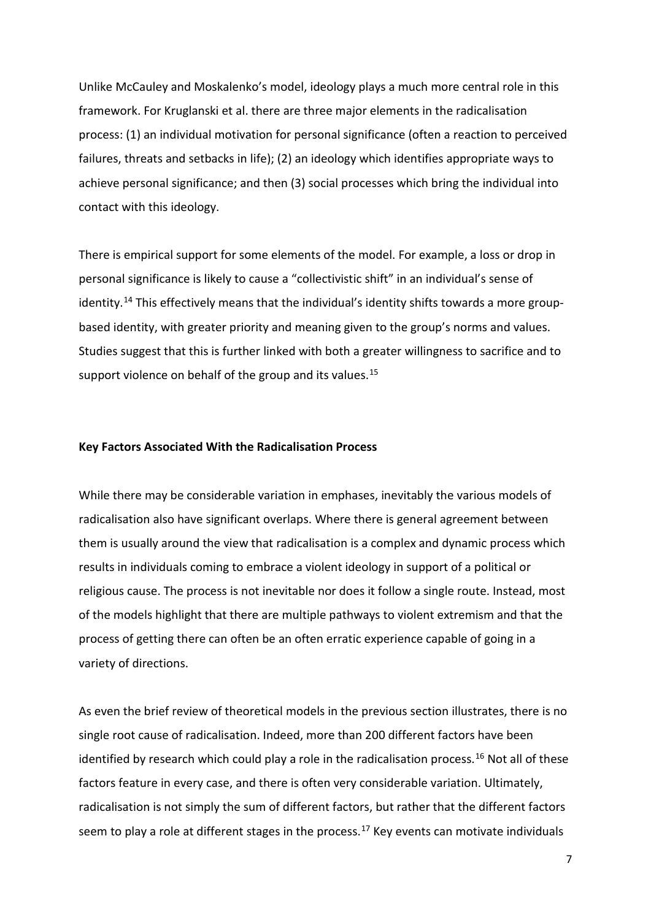Unlike McCauley and Moskalenko's model, ideology plays a much more central role in this framework. For Kruglanski et al. there are three major elements in the radicalisation process: (1) an individual motivation for personal significance (often a reaction to perceived failures, threats and setbacks in life); (2) an ideology which identifies appropriate ways to achieve personal significance; and then (3) social processes which bring the individual into contact with this ideology.

There is empirical support for some elements of the model. For example, a loss or drop in personal significance is likely to cause a "collectivistic shift" in an individual's sense of identity.[14] This effectively means that the individual's identity shifts towards a more group-based identity, with greater priority and meaning given to the group's norms and values. Studies suggest that this is further linked with both a greater willingness to sacrifice and to support violence on behalf of the group and its values.[15]

**Key Factors Associated With the Radicalisation Process**

While there may be considerable variation in emphases, inevitably the various models of radicalisation also have significant overlaps. Where there is general agreement between them is usually around the view that radicalisation is a complex and dynamic process which results in individuals coming to embrace a violent ideology in support of a political or religious cause. The process is not inevitable nor does it follow a single route. Instead, most of the models highlight that there are multiple pathways to violent extremism and that the process of getting there can often be an often erratic experience capable of going in a variety of directions.

As even the brief review of theoretical models in the previous section illustrates, there is no single root cause of radicalisation. Indeed, more than 200 different factors have been identified by research which could play a role in the radicalisation process.[16] Not all of these factors feature in every case, and there is often very considerable variation. Ultimately, radicalisation is not simply the sum of different factors, but rather that the different factors seem to play a role at different stages in the process.[17] Key events can motivate individuals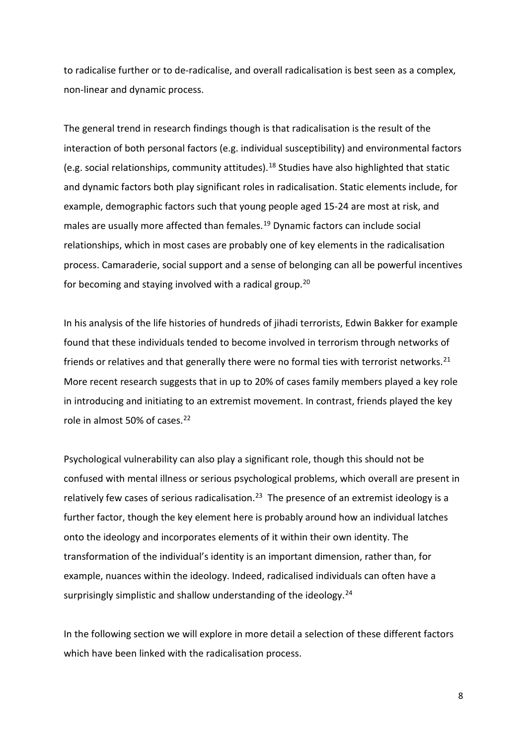to radicalise further or to de-radicalise, and overall radicalisation is best seen as a complex, non-linear and dynamic process.

The general trend in research findings though is that radicalisation is the result of the interaction of both personal factors (e.g. individual susceptibility) and environmental factors (e.g. social relationships, community attitudes).[18] Studies have also highlighted that static and dynamic factors both play significant roles in radicalisation. Static elements include, for example, demographic factors such that young people aged 15-24 are most at risk, and males are usually more affected than females.[19] Dynamic factors can include social relationships, which in most cases are probably one of key elements in the radicalisation process. Camaraderie, social support and a sense of belonging can all be powerful incentives for becoming and staying involved with a radical group.[20]

In his analysis of the life histories of hundreds of jihadi terrorists, Edwin Bakker for example found that these individuals tended to become involved in terrorism through networks of friends or relatives and that generally there were no formal ties with terrorist networks.[21] More recent research suggests that in up to 20% of cases family members played a key role in introducing and initiating to an extremist movement. In contrast, friends played the key role in almost 50% of cases.[22]

Psychological vulnerability can also play a significant role, though this should not be confused with mental illness or serious psychological problems, which overall are present in relatively few cases of serious radicalisation.[23] The presence of an extremist ideology is a further factor, though the key element here is probably around how an individual latches onto the ideology and incorporates elements of it within their own identity. The transformation of the individual's identity is an important dimension, rather than, for example, nuances within the ideology. Indeed, radicalised individuals can often have a surprisingly simplistic and shallow understanding of the ideology.[24]

In the following section we will explore in more detail a selection of these different factors which have been linked with the radicalisation process.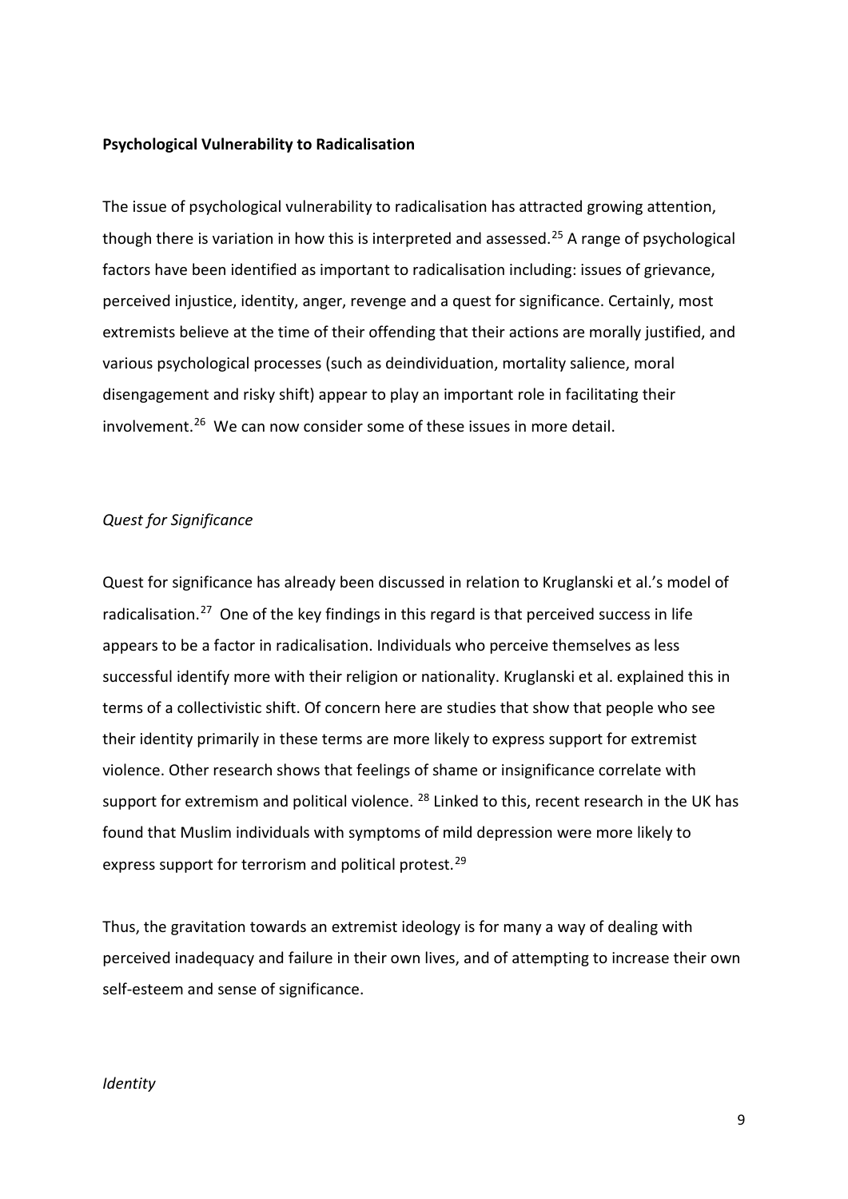**Psychological Vulnerability to Radicalisation**

The issue of psychological vulnerability to radicalisation has attracted growing attention, though there is variation in how this is interpreted and assessed.[25] A range of psychological factors have been identified as important to radicalisation including: issues of grievance, perceived injustice, identity, anger, revenge and a quest for significance. Certainly, most extremists believe at the time of their offending that their actions are morally justified, and various psychological processes (such as deindividuation, mortality salience, moral disengagement and risky shift) appear to play an important role in facilitating their involvement.[26] We can now consider some of these issues in more detail.

*Quest for Significance*

Quest for significance has already been discussed in relation to Kruglanski et al.'s model of radicalisation.[27] One of the key findings in this regard is that perceived success in life appears to be a factor in radicalisation. Individuals who perceive themselves as less successful identify more with their religion or nationality. Kruglanski et al. explained this in terms of a collectivistic shift. Of concern here are studies that show that people who see their identity primarily in these terms are more likely to express support for extremist violence. Other research shows that feelings of shame or insignificance correlate with support for extremism and political violence. [28] Linked to this, recent research in the UK has found that Muslim individuals with symptoms of mild depression were more likely to express support for terrorism and political protest.[29]

Thus, the gravitation towards an extremist ideology is for many a way of dealing with perceived inadequacy and failure in their own lives, and of attempting to increase their own self-esteem and sense of significance.

*Identity*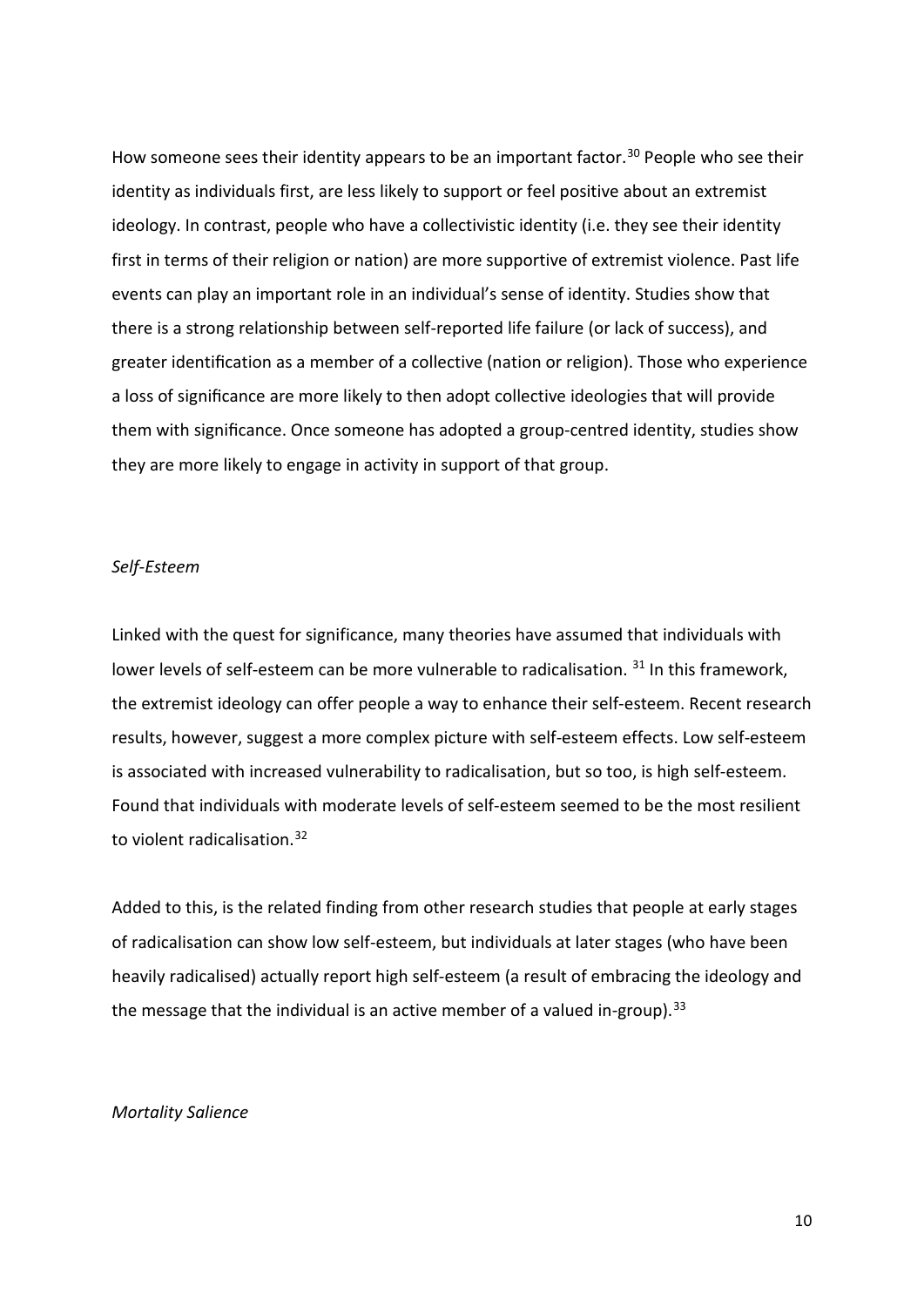How someone sees their identity appears to be an important factor.[30] People who see their identity as individuals first, are less likely to support or feel positive about an extremist ideology. In contrast, people who have a collectivistic identity (i.e. they see their identity first in terms of their religion or nation) are more supportive of extremist violence. Past life events can play an important role in an individual's sense of identity. Studies show that there is a strong relationship between self-reported life failure (or lack of success), and greater identification as a member of a collective (nation or religion). Those who experience a loss of significance are more likely to then adopt collective ideologies that will provide them with significance. Once someone has adopted a group-centred identity, studies show they are more likely to engage in activity in support of that group.

*Self-Esteem*

Linked with the quest for significance, many theories have assumed that individuals with lower levels of self-esteem can be more vulnerable to radicalisation. [31] In this framework, the extremist ideology can offer people a way to enhance their self-esteem. Recent research results, however, suggest a more complex picture with self-esteem effects. Low self-esteem is associated with increased vulnerability to radicalisation, but so too, is high self-esteem. Found that individuals with moderate levels of self-esteem seemed to be the most resilient to violent radicalisation.[32]

Added to this, is the related finding from other research studies that people at early stages of radicalisation can show low self-esteem, but individuals at later stages (who have been heavily radicalised) actually report high self-esteem (a result of embracing the ideology and the message that the individual is an active member of a valued in-group).[33]

*Mortality Salience*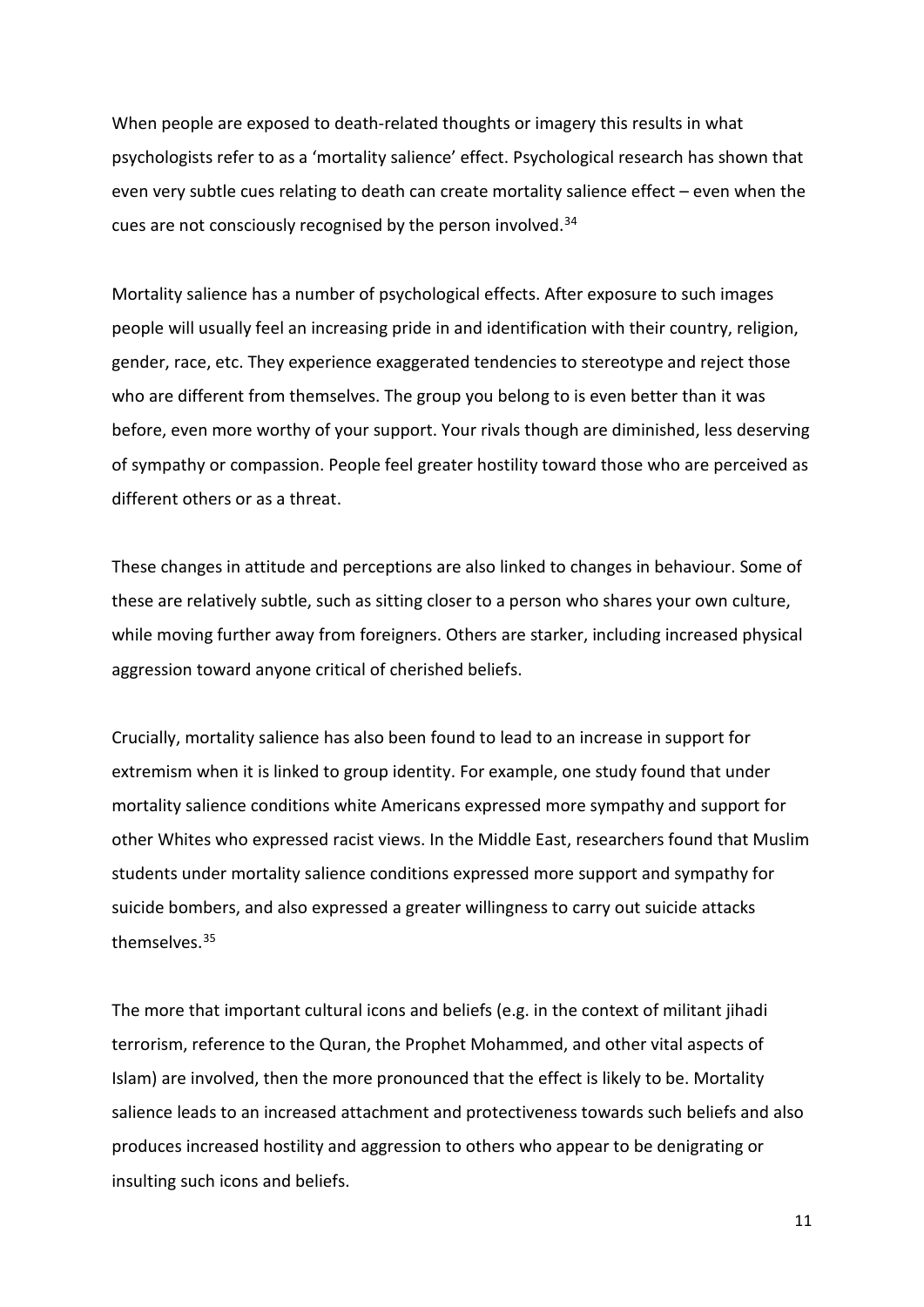When people are exposed to death-related thoughts or imagery this results in what psychologists refer to as a 'mortality salience' effect. Psychological research has shown that even very subtle cues relating to death can create mortality salience effect – even when the cues are not consciously recognised by the person involved.[34]

Mortality salience has a number of psychological effects. After exposure to such images people will usually feel an increasing pride in and identification with their country, religion, gender, race, etc. They experience exaggerated tendencies to stereotype and reject those who are different from themselves. The group you belong to is even better than it was before, even more worthy of your support. Your rivals though are diminished, less deserving of sympathy or compassion. People feel greater hostility toward those who are perceived as different others or as a threat.

These changes in attitude and perceptions are also linked to changes in behaviour. Some of these are relatively subtle, such as sitting closer to a person who shares your own culture, while moving further away from foreigners. Others are starker, including increased physical aggression toward anyone critical of cherished beliefs.

Crucially, mortality salience has also been found to lead to an increase in support for extremism when it is linked to group identity. For example, one study found that under mortality salience conditions white Americans expressed more sympathy and support for other Whites who expressed racist views. In the Middle East, researchers found that Muslim students under mortality salience conditions expressed more support and sympathy for suicide bombers, and also expressed a greater willingness to carry out suicide attacks themselves.[35]

The more that important cultural icons and beliefs (e.g. in the context of militant jihadi terrorism, reference to the Quran, the Prophet Mohammed, and other vital aspects of Islam) are involved, then the more pronounced that the effect is likely to be. Mortality salience leads to an increased attachment and protectiveness towards such beliefs and also produces increased hostility and aggression to others who appear to be denigrating or insulting such icons and beliefs.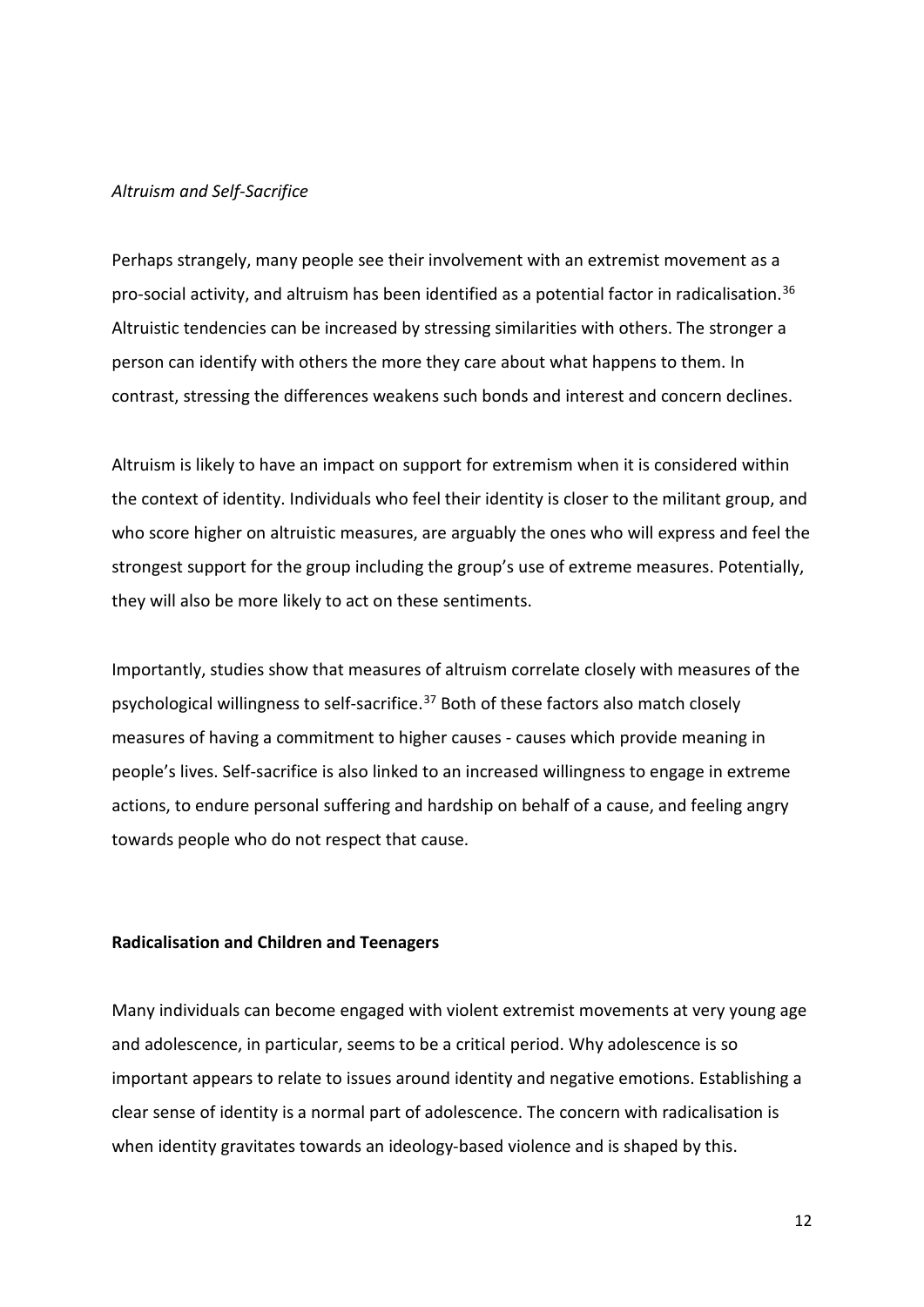### *Altruism and Self-Sacrifice*

Perhaps strangely, many people see their involvement with an extremist movement as a pro-social activity, and altruism has been identified as a potential factor in radicalisation.[36] Altruistic tendencies can be increased by stressing similarities with others. The stronger a person can identify with others the more they care about what happens to them. In contrast, stressing the differences weakens such bonds and interest and concern declines.

Altruism is likely to have an impact on support for extremism when it is considered within the context of identity. Individuals who feel their identity is closer to the militant group, and who score higher on altruistic measures, are arguably the ones who will express and feel the strongest support for the group including the group's use of extreme measures. Potentially, they will also be more likely to act on these sentiments.

Importantly, studies show that measures of altruism correlate closely with measures of the psychological willingness to self-sacrifice.[37] Both of these factors also match closely measures of having a commitment to higher causes - causes which provide meaning in people's lives. Self-sacrifice is also linked to an increased willingness to engage in extreme actions, to endure personal suffering and hardship on behalf of a cause, and feeling angry towards people who do not respect that cause.

## Radicalisation and Children and Teenagers

Many individuals can become engaged with violent extremist movements at very young age and adolescence, in particular, seems to be a critical period. Why adolescence is so important appears to relate to issues around identity and negative emotions. Establishing a clear sense of identity is a normal part of adolescence. The concern with radicalisation is when identity gravitates towards an ideology-based violence and is shaped by this.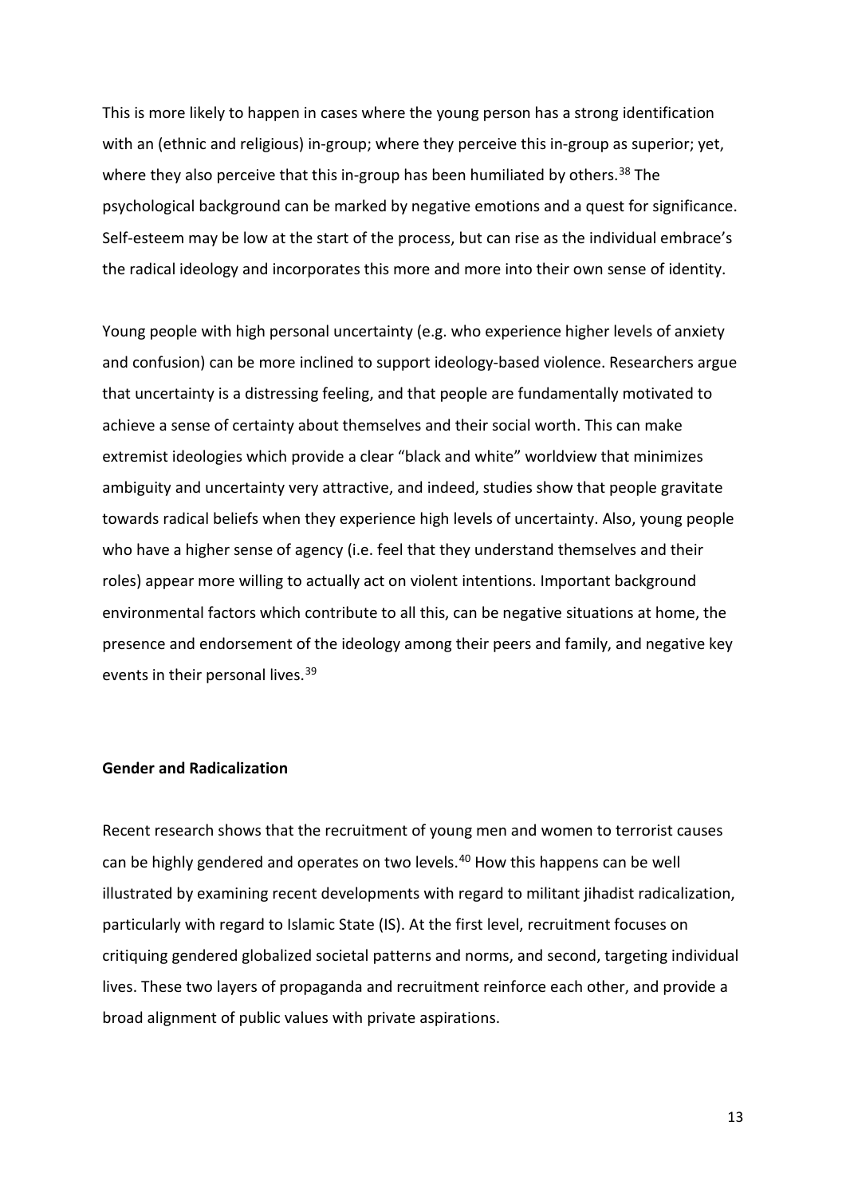This is more likely to happen in cases where the young person has a strong identification with an (ethnic and religious) in-group; where they perceive this in-group as superior; yet, where they also perceive that this in-group has been humiliated by others.[38] The psychological background can be marked by negative emotions and a quest for significance. Self-esteem may be low at the start of the process, but can rise as the individual embrace's the radical ideology and incorporates this more and more into their own sense of identity.

Young people with high personal uncertainty (e.g. who experience higher levels of anxiety and confusion) can be more inclined to support ideology-based violence. Researchers argue that uncertainty is a distressing feeling, and that people are fundamentally motivated to achieve a sense of certainty about themselves and their social worth. This can make extremist ideologies which provide a clear "black and white" worldview that minimizes ambiguity and uncertainty very attractive, and indeed, studies show that people gravitate towards radical beliefs when they experience high levels of uncertainty. Also, young people who have a higher sense of agency (i.e. feel that they understand themselves and their roles) appear more willing to actually act on violent intentions. Important background environmental factors which contribute to all this, can be negative situations at home, the presence and endorsement of the ideology among their peers and family, and negative key events in their personal lives.[39]

**Gender and Radicalization**

Recent research shows that the recruitment of young men and women to terrorist causes can be highly gendered and operates on two levels.[40] How this happens can be well illustrated by examining recent developments with regard to militant jihadist radicalization, particularly with regard to Islamic State (IS). At the first level, recruitment focuses on critiquing gendered globalized societal patterns and norms, and second, targeting individual lives. These two layers of propaganda and recruitment reinforce each other, and provide a broad alignment of public values with private aspirations.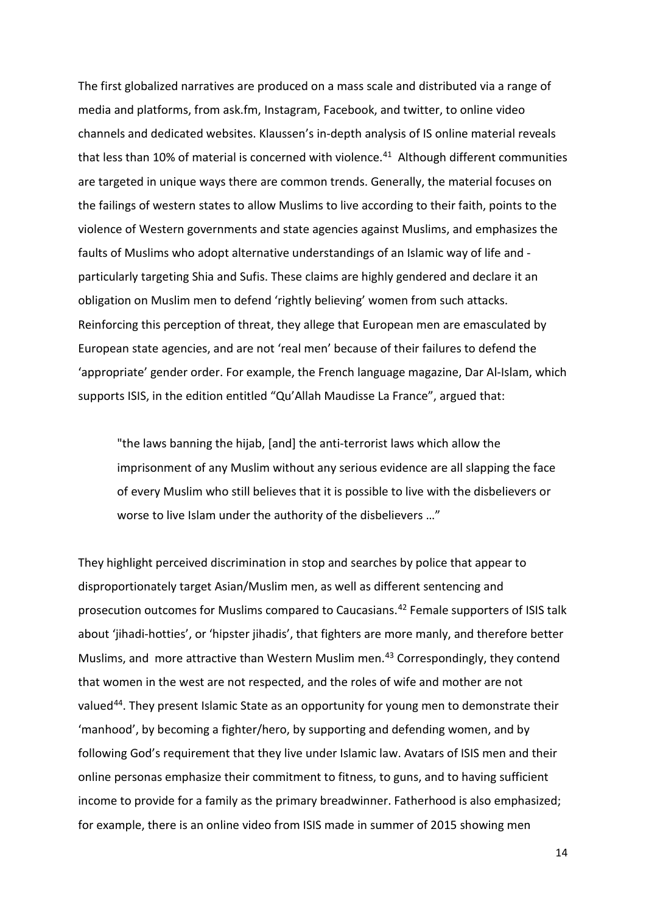The first globalized narratives are produced on a mass scale and distributed via a range of media and platforms, from ask.fm, Instagram, Facebook, and twitter, to online video channels and dedicated websites. Klaussen's in-depth analysis of IS online material reveals that less than 10% of material is concerned with violence.[41] Although different communities are targeted in unique ways there are common trends. Generally, the material focuses on the failings of western states to allow Muslims to live according to their faith, points to the violence of Western governments and state agencies against Muslims, and emphasizes the faults of Muslims who adopt alternative understandings of an Islamic way of life and - particularly targeting Shia and Sufis. These claims are highly gendered and declare it an obligation on Muslim men to defend 'rightly believing' women from such attacks. Reinforcing this perception of threat, they allege that European men are emasculated by European state agencies, and are not 'real men' because of their failures to defend the 'appropriate' gender order. For example, the French language magazine, Dar Al-Islam, which supports ISIS, in the edition entitled "Qu'Allah Maudisse La France", argued that:

> "the laws banning the hijab, [and] the anti-terrorist laws which allow the imprisonment of any Muslim without any serious evidence are all slapping the face of every Muslim who still believes that it is possible to live with the disbelievers or worse to live Islam under the authority of the disbelievers …"

They highlight perceived discrimination in stop and searches by police that appear to disproportionately target Asian/Muslim men, as well as different sentencing and prosecution outcomes for Muslims compared to Caucasians.[42] Female supporters of ISIS talk about 'jihadi-hotties', or 'hipster jihadis', that fighters are more manly, and therefore better Muslims, and more attractive than Western Muslim men.[43] Correspondingly, they contend that women in the west are not respected, and the roles of wife and mother are not valued[44]. They present Islamic State as an opportunity for young men to demonstrate their 'manhood', by becoming a fighter/hero, by supporting and defending women, and by following God's requirement that they live under Islamic law. Avatars of ISIS men and their online personas emphasize their commitment to fitness, to guns, and to having sufficient income to provide for a family as the primary breadwinner. Fatherhood is also emphasized; for example, there is an online video from ISIS made in summer of 2015 showing men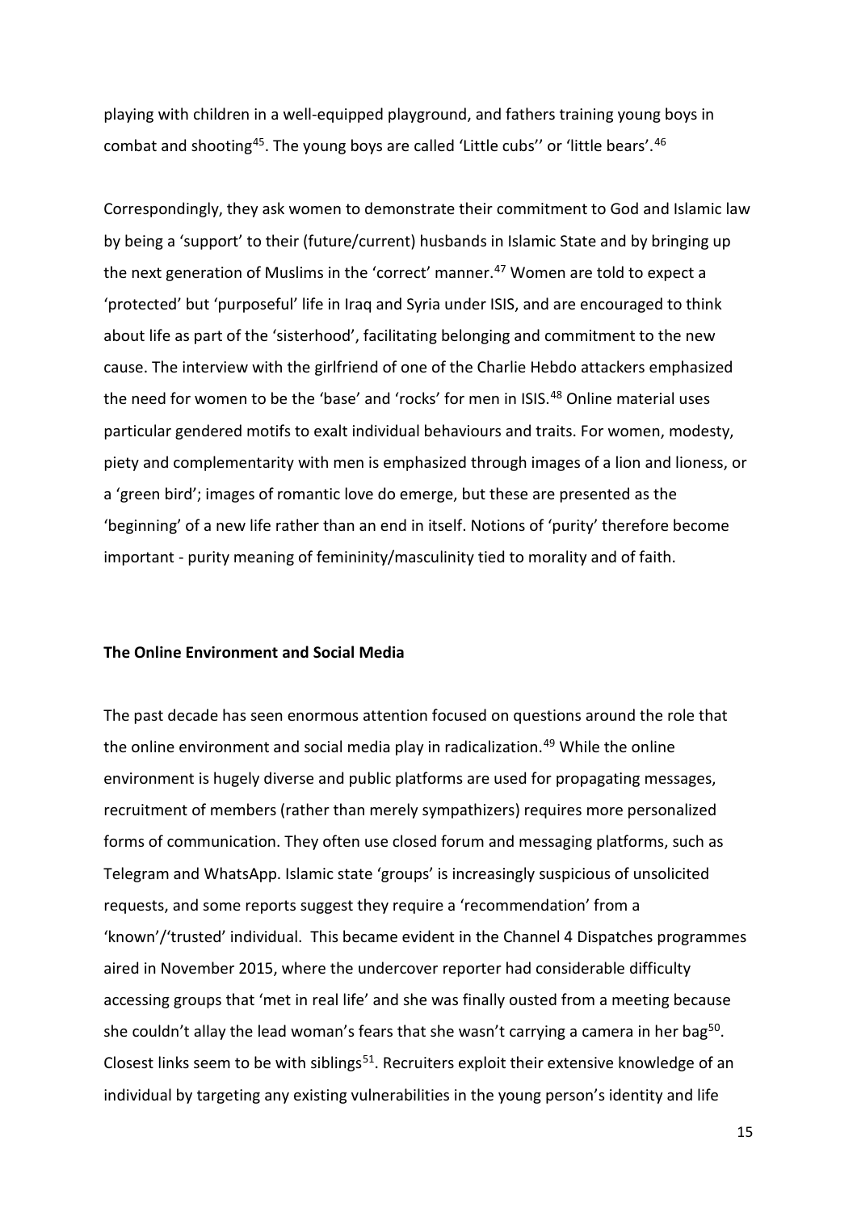playing with children in a well-equipped playground, and fathers training young boys in combat and shooting[45]. The young boys are called 'Little cubs'' or 'little bears'.[46]

Correspondingly, they ask women to demonstrate their commitment to God and Islamic law by being a 'support' to their (future/current) husbands in Islamic State and by bringing up the next generation of Muslims in the 'correct' manner.[47] Women are told to expect a 'protected' but 'purposeful' life in Iraq and Syria under ISIS, and are encouraged to think about life as part of the 'sisterhood', facilitating belonging and commitment to the new cause. The interview with the girlfriend of one of the Charlie Hebdo attackers emphasized the need for women to be the 'base' and 'rocks' for men in ISIS.[48] Online material uses particular gendered motifs to exalt individual behaviours and traits. For women, modesty, piety and complementarity with men is emphasized through images of a lion and lioness, or a 'green bird'; images of romantic love do emerge, but these are presented as the 'beginning' of a new life rather than an end in itself. Notions of 'purity' therefore become important - purity meaning of femininity/masculinity tied to morality and of faith.

**The Online Environment and Social Media**

The past decade has seen enormous attention focused on questions around the role that the online environment and social media play in radicalization.[49] While the online environment is hugely diverse and public platforms are used for propagating messages, recruitment of members (rather than merely sympathizers) requires more personalized forms of communication. They often use closed forum and messaging platforms, such as Telegram and WhatsApp. Islamic state 'groups' is increasingly suspicious of unsolicited requests, and some reports suggest they require a 'recommendation' from a 'known'/'trusted' individual. This became evident in the Channel 4 Dispatches programmes aired in November 2015, where the undercover reporter had considerable difficulty accessing groups that 'met in real life' and she was finally ousted from a meeting because she couldn't allay the lead woman's fears that she wasn't carrying a camera in her bag[50]. Closest links seem to be with siblings[51]. Recruiters exploit their extensive knowledge of an individual by targeting any existing vulnerabilities in the young person's identity and life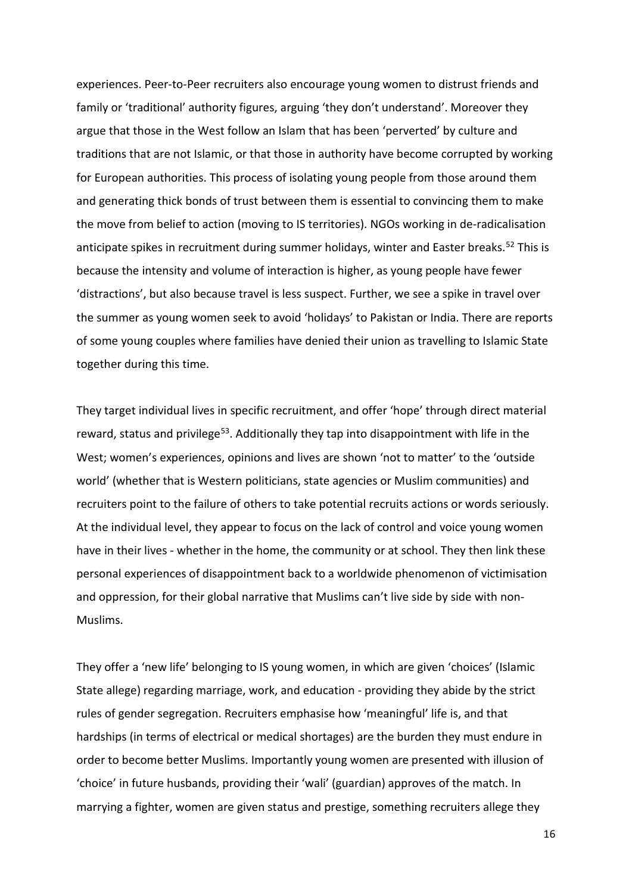experiences. Peer-to-Peer recruiters also encourage young women to distrust friends and family or 'traditional' authority figures, arguing 'they don't understand'. Moreover they argue that those in the West follow an Islam that has been 'perverted' by culture and traditions that are not Islamic, or that those in authority have become corrupted by working for European authorities. This process of isolating young people from those around them and generating thick bonds of trust between them is essential to convincing them to make the move from belief to action (moving to IS territories). NGOs working in de-radicalisation anticipate spikes in recruitment during summer holidays, winter and Easter breaks.[52] This is because the intensity and volume of interaction is higher, as young people have fewer 'distractions', but also because travel is less suspect. Further, we see a spike in travel over the summer as young women seek to avoid 'holidays' to Pakistan or India. There are reports of some young couples where families have denied their union as travelling to Islamic State together during this time.

They target individual lives in specific recruitment, and offer 'hope' through direct material reward, status and privilege[53]. Additionally they tap into disappointment with life in the West; women's experiences, opinions and lives are shown 'not to matter' to the 'outside world' (whether that is Western politicians, state agencies or Muslim communities) and recruiters point to the failure of others to take potential recruits actions or words seriously. At the individual level, they appear to focus on the lack of control and voice young women have in their lives - whether in the home, the community or at school. They then link these personal experiences of disappointment back to a worldwide phenomenon of victimisation and oppression, for their global narrative that Muslims can't live side by side with non-Muslims.

They offer a 'new life' belonging to IS young women, in which are given 'choices' (Islamic State allege) regarding marriage, work, and education - providing they abide by the strict rules of gender segregation. Recruiters emphasise how 'meaningful' life is, and that hardships (in terms of electrical or medical shortages) are the burden they must endure in order to become better Muslims. Importantly young women are presented with illusion of 'choice' in future husbands, providing their 'wali' (guardian) approves of the match. In marrying a fighter, women are given status and prestige, something recruiters allege they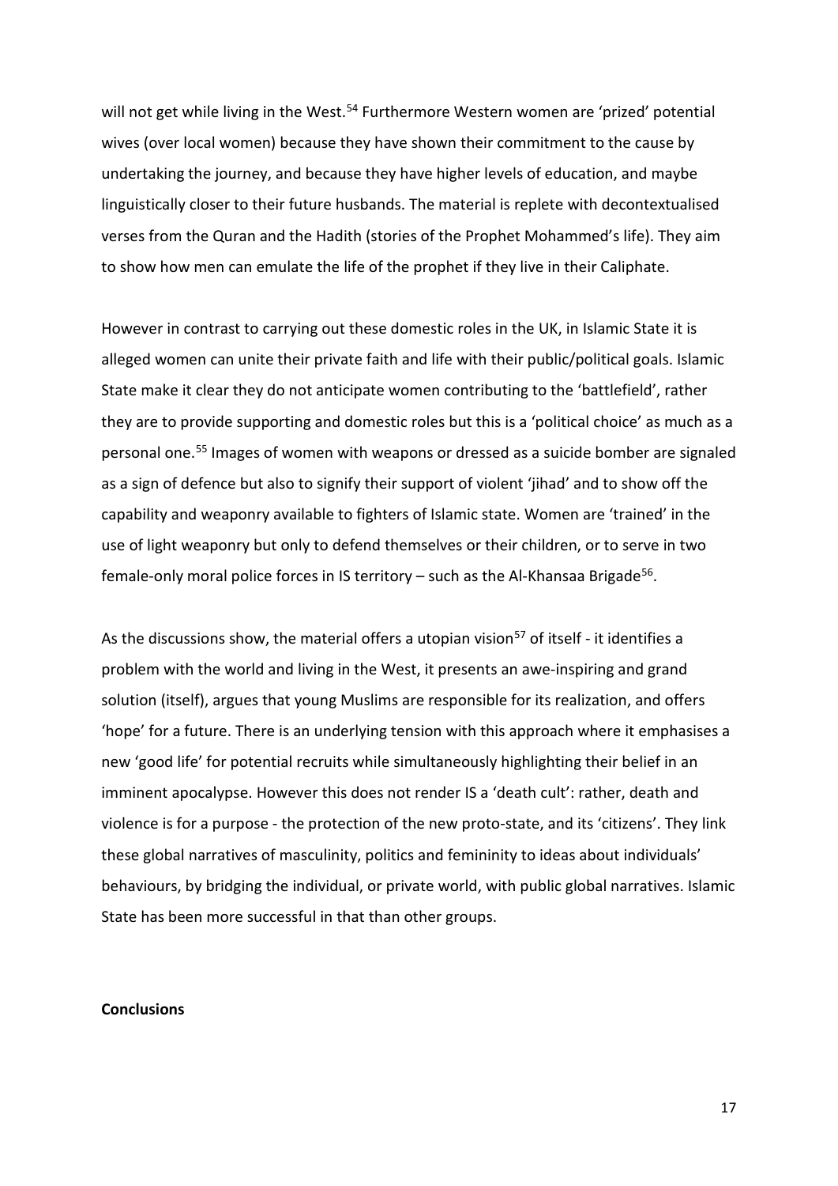will not get while living in the West.[54] Furthermore Western women are 'prized' potential wives (over local women) because they have shown their commitment to the cause by undertaking the journey, and because they have higher levels of education, and maybe linguistically closer to their future husbands. The material is replete with decontextualised verses from the Quran and the Hadith (stories of the Prophet Mohammed's life). They aim to show how men can emulate the life of the prophet if they live in their Caliphate.

However in contrast to carrying out these domestic roles in the UK, in Islamic State it is alleged women can unite their private faith and life with their public/political goals. Islamic State make it clear they do not anticipate women contributing to the 'battlefield', rather they are to provide supporting and domestic roles but this is a 'political choice' as much as a personal one.[55] Images of women with weapons or dressed as a suicide bomber are signaled as a sign of defence but also to signify their support of violent 'jihad' and to show off the capability and weaponry available to fighters of Islamic state. Women are 'trained' in the use of light weaponry but only to defend themselves or their children, or to serve in two female-only moral police forces in IS territory – such as the Al-Khansaa Brigade[56].

As the discussions show, the material offers a utopian vision[57] of itself - it identifies a problem with the world and living in the West, it presents an awe-inspiring and grand solution (itself), argues that young Muslims are responsible for its realization, and offers 'hope' for a future. There is an underlying tension with this approach where it emphasises a new 'good life' for potential recruits while simultaneously highlighting their belief in an imminent apocalypse. However this does not render IS a 'death cult': rather, death and violence is for a purpose - the protection of the new proto-state, and its 'citizens'. They link these global narratives of masculinity, politics and femininity to ideas about individuals' behaviours, by bridging the individual, or private world, with public global narratives. Islamic State has been more successful in that than other groups.

**Conclusions**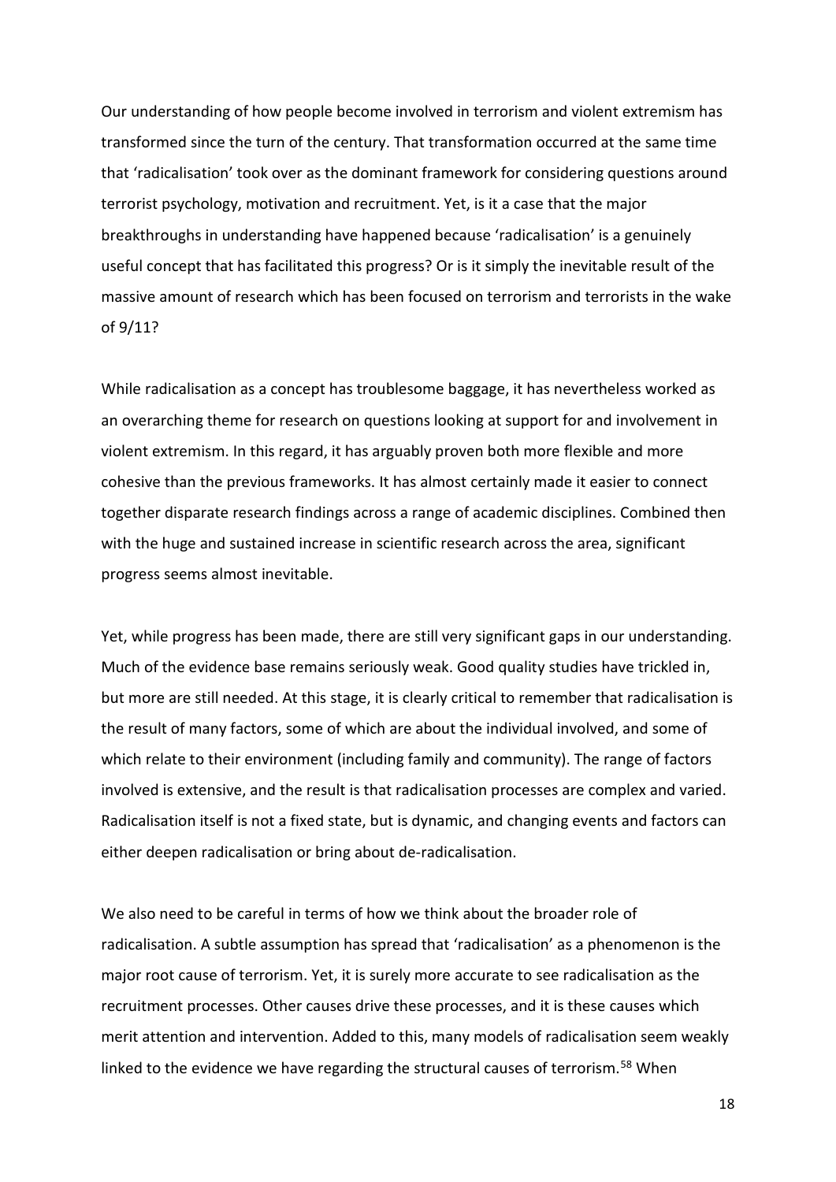Our understanding of how people become involved in terrorism and violent extremism has transformed since the turn of the century. That transformation occurred at the same time that 'radicalisation' took over as the dominant framework for considering questions around terrorist psychology, motivation and recruitment. Yet, is it a case that the major breakthroughs in understanding have happened because 'radicalisation' is a genuinely useful concept that has facilitated this progress? Or is it simply the inevitable result of the massive amount of research which has been focused on terrorism and terrorists in the wake of 9/11?

While radicalisation as a concept has troublesome baggage, it has nevertheless worked as an overarching theme for research on questions looking at support for and involvement in violent extremism. In this regard, it has arguably proven both more flexible and more cohesive than the previous frameworks. It has almost certainly made it easier to connect together disparate research findings across a range of academic disciplines. Combined then with the huge and sustained increase in scientific research across the area, significant progress seems almost inevitable.

Yet, while progress has been made, there are still very significant gaps in our understanding. Much of the evidence base remains seriously weak. Good quality studies have trickled in, but more are still needed. At this stage, it is clearly critical to remember that radicalisation is the result of many factors, some of which are about the individual involved, and some of which relate to their environment (including family and community). The range of factors involved is extensive, and the result is that radicalisation processes are complex and varied. Radicalisation itself is not a fixed state, but is dynamic, and changing events and factors can either deepen radicalisation or bring about de-radicalisation.

We also need to be careful in terms of how we think about the broader role of radicalisation. A subtle assumption has spread that 'radicalisation' as a phenomenon is the major root cause of terrorism. Yet, it is surely more accurate to see radicalisation as the recruitment processes. Other causes drive these processes, and it is these causes which merit attention and intervention. Added to this, many models of radicalisation seem weakly linked to the evidence we have regarding the structural causes of terrorism.[58] When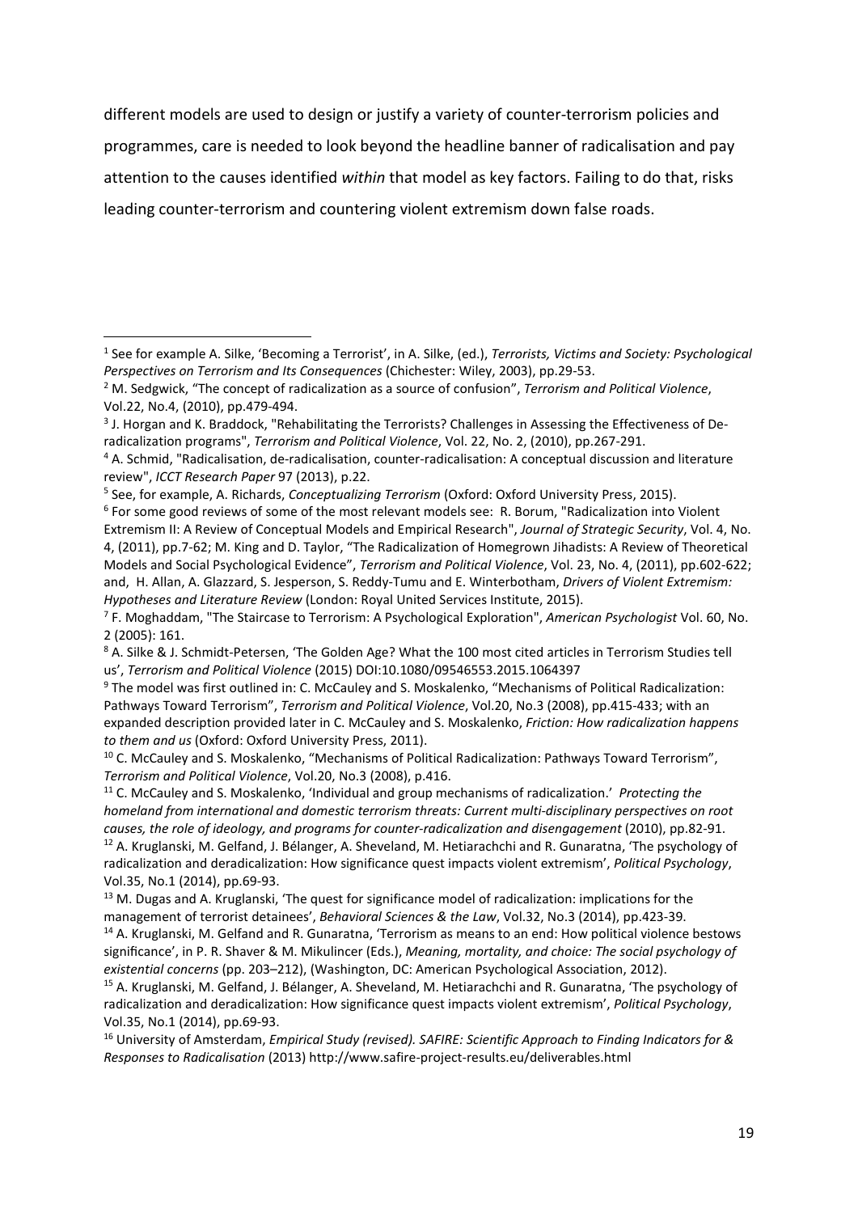different models are used to design or justify a variety of counter-terrorism policies and programmes, care is needed to look beyond the headline banner of radicalisation and pay attention to the causes identified *within* that model as key factors. Failing to do that, risks leading counter-terrorism and countering violent extremism down false roads.

---

[1] See for example A. Silke, 'Becoming a Terrorist', in A. Silke, (ed.), *Terrorists, Victims and Society: Psychological Perspectives on Terrorism and Its Consequences* (Chichester: Wiley, 2003), pp.29-53.

[2] M. Sedgwick, "The concept of radicalization as a source of confusion", *Terrorism and Political Violence*, Vol.22, No.4, (2010), pp.479-494.

[3] J. Horgan and K. Braddock, "Rehabilitating the Terrorists? Challenges in Assessing the Effectiveness of De-radicalization programs", *Terrorism and Political Violence*, Vol. 22, No. 2, (2010), pp.267-291.

[4] A. Schmid, "Radicalisation, de-radicalisation, counter-radicalisation: A conceptual discussion and literature review", *ICCT Research Paper* 97 (2013), p.22.

[5] See, for example, A. Richards, *Conceptualizing Terrorism* (Oxford: Oxford University Press, 2015).

[6] For some good reviews of some of the most relevant models see: R. Borum, "Radicalization into Violent Extremism II: A Review of Conceptual Models and Empirical Research", *Journal of Strategic Security*, Vol. 4, No. 4, (2011), pp.7-62; M. King and D. Taylor, "The Radicalization of Homegrown Jihadists: A Review of Theoretical Models and Social Psychological Evidence", *Terrorism and Political Violence*, Vol. 23, No. 4, (2011), pp.602-622; and, H. Allan, A. Glazzard, S. Jesperson, S. Reddy-Tumu and E. Winterbotham, *Drivers of Violent Extremism: Hypotheses and Literature Review* (London: Royal United Services Institute, 2015).

[7] F. Moghaddam, "The Staircase to Terrorism: A Psychological Exploration", *American Psychologist* Vol. 60, No. 2 (2005): 161.

[8] A. Silke & J. Schmidt-Petersen, 'The Golden Age? What the 100 most cited articles in Terrorism Studies tell us', *Terrorism and Political Violence* (2015) DOI:10.1080/09546553.2015.1064397

[9] The model was first outlined in: C. McCauley and S. Moskalenko, "Mechanisms of Political Radicalization: Pathways Toward Terrorism", *Terrorism and Political Violence*, Vol.20, No.3 (2008), pp.415-433; with an expanded description provided later in C. McCauley and S. Moskalenko, *Friction: How radicalization happens to them and us* (Oxford: Oxford University Press, 2011).

[10] C. McCauley and S. Moskalenko, "Mechanisms of Political Radicalization: Pathways Toward Terrorism", *Terrorism and Political Violence*, Vol.20, No.3 (2008), p.416.

[11] C. McCauley and S. Moskalenko, 'Individual and group mechanisms of radicalization.' *Protecting the homeland from international and domestic terrorism threats: Current multi-disciplinary perspectives on root causes, the role of ideology, and programs for counter-radicalization and disengagement* (2010), pp.82-91.

[12] A. Kruglanski, M. Gelfand, J. Bélanger, A. Sheveland, M. Hetiarachchi and R. Gunaratna, 'The psychology of radicalization and deradicalization: How significance quest impacts violent extremism', *Political Psychology*, Vol.35, No.1 (2014), pp.69-93.

[13] M. Dugas and A. Kruglanski, 'The quest for significance model of radicalization: implications for the management of terrorist detainees', *Behavioral Sciences & the Law*, Vol.32, No.3 (2014), pp.423-39.

[14] A. Kruglanski, M. Gelfand and R. Gunaratna, 'Terrorism as means to an end: How political violence bestows significance', in P. R. Shaver & M. Mikulincer (Eds.), *Meaning, mortality, and choice: The social psychology of existential concerns* (pp. 203–212), (Washington, DC: American Psychological Association, 2012).

[15] A. Kruglanski, M. Gelfand, J. Bélanger, A. Sheveland, M. Hetiarachchi and R. Gunaratna, 'The psychology of radicalization and deradicalization: How significance quest impacts violent extremism', *Political Psychology*, Vol.35, No.1 (2014), pp.69-93.

[16] University of Amsterdam, *Empirical Study (revised). SAFIRE: Scientific Approach to Finding Indicators for & Responses to Radicalisation* (2013) http://www.safire-project-results.eu/deliverables.html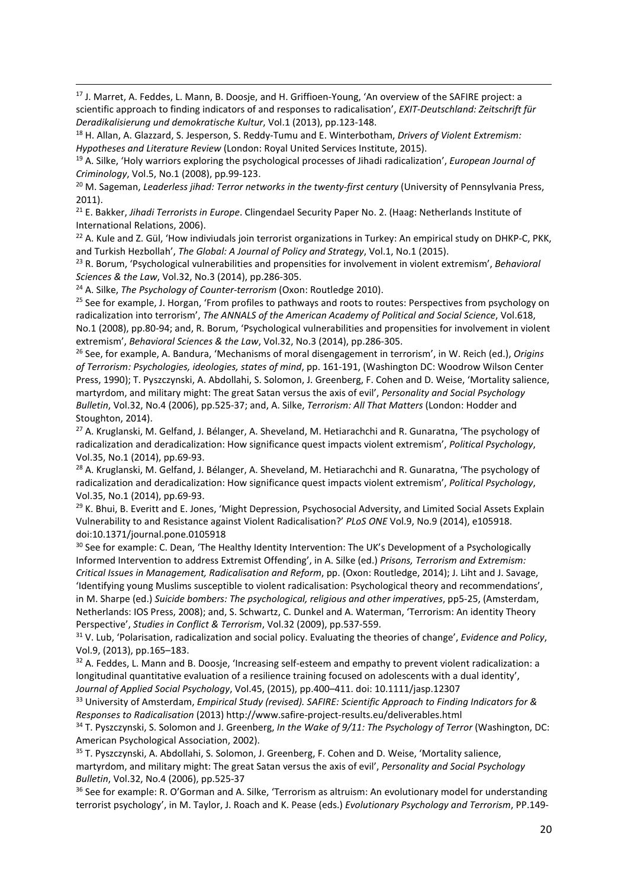[17] J. Marret, A. Feddes, L. Mann, B. Doosje, and H. Griffioen-Young, 'An overview of the SAFIRE project: a scientific approach to finding indicators of and responses to radicalisation', *EXIT-Deutschland: Zeitschrift für Deradikalisierung und demokratische Kultur*, Vol.1 (2013), pp.123-148.

[18] H. Allan, A. Glazzard, S. Jesperson, S. Reddy-Tumu and E. Winterbotham, *Drivers of Violent Extremism: Hypotheses and Literature Review* (London: Royal United Services Institute, 2015).

[19] A. Silke, 'Holy warriors exploring the psychological processes of Jihadi radicalization', *European Journal of Criminology*, Vol.5, No.1 (2008), pp.99-123.

[20] M. Sageman, *Leaderless jihad: Terror networks in the twenty-first century* (University of Pennsylvania Press, 2011).

[21] E. Bakker, *Jihadi Terrorists in Europe*. Clingendael Security Paper No. 2. (Haag: Netherlands Institute of International Relations, 2006).

[22] A. Kule and Z. Gül, 'How indiviudals join terrorist organizations in Turkey: An empirical study on DHKP-C, PKK, and Turkish Hezbollah', *The Global: A Journal of Policy and Strategy*, Vol.1, No.1 (2015).

[23] R. Borum, 'Psychological vulnerabilities and propensities for involvement in violent extremism', *Behavioral Sciences & the Law*, Vol.32, No.3 (2014), pp.286-305.

[24] A. Silke, *The Psychology of Counter-terrorism* (Oxon: Routledge 2010).

[25] See for example, J. Horgan, 'From profiles to pathways and roots to routes: Perspectives from psychology on radicalization into terrorism', *The ANNALS of the American Academy of Political and Social Science*, Vol.618, No.1 (2008), pp.80-94; and, R. Borum, 'Psychological vulnerabilities and propensities for involvement in violent extremism', *Behavioral Sciences & the Law*, Vol.32, No.3 (2014), pp.286-305.

[26] See, for example, A. Bandura, 'Mechanisms of moral disengagement in terrorism', in W. Reich (ed.), *Origins of Terrorism: Psychologies, ideologies, states of mind*, pp. 161-191, (Washington DC: Woodrow Wilson Center Press, 1990); T. Pyszczynski, A. Abdollahi, S. Solomon, J. Greenberg, F. Cohen and D. Weise, 'Mortality salience, martyrdom, and military might: The great Satan versus the axis of evil', *Personality and Social Psychology Bulletin*, Vol.32, No.4 (2006), pp.525-37; and, A. Silke, *Terrorism: All That Matters* (London: Hodder and Stoughton, 2014).

[27] A. Kruglanski, M. Gelfand, J. Bélanger, A. Sheveland, M. Hetiarachchi and R. Gunaratna, 'The psychology of radicalization and deradicalization: How significance quest impacts violent extremism', *Political Psychology*, Vol.35, No.1 (2014), pp.69-93.

[28] A. Kruglanski, M. Gelfand, J. Bélanger, A. Sheveland, M. Hetiarachchi and R. Gunaratna, 'The psychology of radicalization and deradicalization: How significance quest impacts violent extremism', *Political Psychology*, Vol.35, No.1 (2014), pp.69-93.

[29] K. Bhui, B. Everitt and E. Jones, 'Might Depression, Psychosocial Adversity, and Limited Social Assets Explain Vulnerability to and Resistance against Violent Radicalisation?' *PLoS ONE* Vol.9, No.9 (2014), e105918. doi:10.1371/journal.pone.0105918

[30] See for example: C. Dean, 'The Healthy Identity Intervention: The UK's Development of a Psychologically Informed Intervention to address Extremist Offending', in A. Silke (ed.) *Prisons, Terrorism and Extremism: Critical Issues in Management, Radicalisation and Reform*, pp. (Oxon: Routledge, 2014); J. Liht and J. Savage, 'Identifying young Muslims susceptible to violent radicalisation: Psychological theory and recommendations', in M. Sharpe (ed.) *Suicide bombers: The psychological, religious and other imperatives*, pp5-25, (Amsterdam, Netherlands: IOS Press, 2008); and, S. Schwartz, C. Dunkel and A. Waterman, 'Terrorism: An identity Theory Perspective', *Studies in Conflict & Terrorism*, Vol.32 (2009), pp.537-559.

[31] V. Lub, 'Polarisation, radicalization and social policy. Evaluating the theories of change', *Evidence and Policy*, Vol.9, (2013), pp.165–183.

[32] A. Feddes, L. Mann and B. Doosje, 'Increasing self-esteem and empathy to prevent violent radicalization: a longitudinal quantitative evaluation of a resilience training focused on adolescents with a dual identity', *Journal of Applied Social Psychology*, Vol.45, (2015), pp.400–411. doi: 10.1111/jasp.12307

[33] University of Amsterdam, *Empirical Study (revised). SAFIRE: Scientific Approach to Finding Indicators for & Responses to Radicalisation* (2013) http://www.safire-project-results.eu/deliverables.html

[34] T. Pyszczynski, S. Solomon and J. Greenberg, *In the Wake of 9/11: The Psychology of Terror* (Washington, DC: American Psychological Association, 2002).

[35] T. Pyszczynski, A. Abdollahi, S. Solomon, J. Greenberg, F. Cohen and D. Weise, 'Mortality salience, martyrdom, and military might: The great Satan versus the axis of evil', *Personality and Social Psychology Bulletin*, Vol.32, No.4 (2006), pp.525-37

[36] See for example: R. O'Gorman and A. Silke, 'Terrorism as altruism: An evolutionary model for understanding terrorist psychology', in M. Taylor, J. Roach and K. Pease (eds.) *Evolutionary Psychology and Terrorism*, PP.149-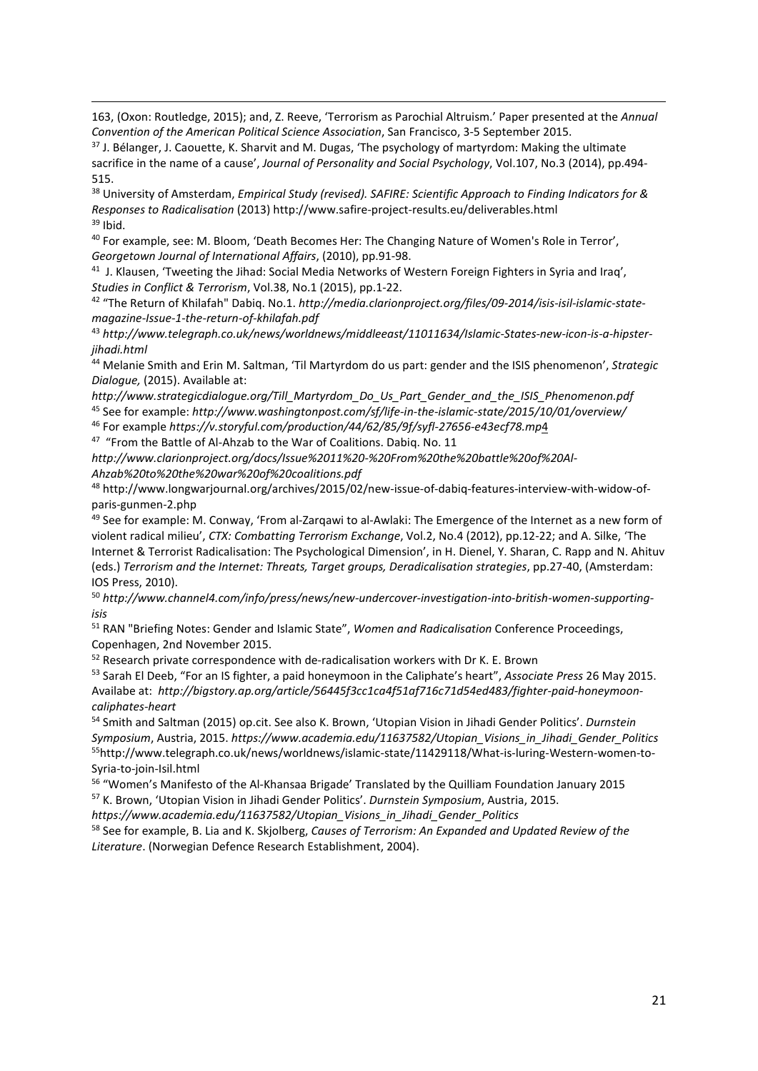163, (Oxon: Routledge, 2015); and, Z. Reeve, 'Terrorism as Parochial Altruism.' Paper presented at the *Annual Convention of the American Political Science Association*, San Francisco, 3-5 September 2015.

[37] J. Bélanger, J. Caouette, K. Sharvit and M. Dugas, 'The psychology of martyrdom: Making the ultimate sacrifice in the name of a cause', *Journal of Personality and Social Psychology*, Vol.107, No.3 (2014), pp.494-515.

[38] University of Amsterdam, *Empirical Study (revised). SAFIRE: Scientific Approach to Finding Indicators for & Responses to Radicalisation* (2013) http://www.safire-project-results.eu/deliverables.html

[39] Ibid.

[40] For example, see: M. Bloom, 'Death Becomes Her: The Changing Nature of Women's Role in Terror', *Georgetown Journal of International Affairs*, (2010), pp.91-98.

[41] J. Klausen, 'Tweeting the Jihad: Social Media Networks of Western Foreign Fighters in Syria and Iraq', *Studies in Conflict & Terrorism*, Vol.38, No.1 (2015), pp.1-22.

[42] "The Return of Khilafah" Dabiq. No.1. *http://media.clarionproject.org/files/09-2014/isis-isil-islamic-state-magazine-Issue-1-the-return-of-khilafah.pdf*

[43] *http://www.telegraph.co.uk/news/worldnews/middleeast/11011634/Islamic-States-new-icon-is-a-hipster-jihadi.html*

[44] Melanie Smith and Erin M. Saltman, 'Til Martyrdom do us part: gender and the ISIS phenomenon', *Strategic Dialogue,* (2015). Available at:
*http://www.strategicdialogue.org/Till_Martyrdom_Do_Us_Part_Gender_and_the_ISIS_Phenomenon.pdf*

[45] See for example: *http://www.washingtonpost.com/sf/life-in-the-islamic-state/2015/10/01/overview/*

[46] For example *https://v.storyful.com/production/44/62/85/9f/syfl-27656-e43ecf78.mp*4

[47] "From the Battle of Al-Ahzab to the War of Coalitions. Dabiq. No. 11
*http://www.clarionproject.org/docs/Issue%2011%20-%20From%20the%20battle%20of%20Al-Ahzab%20to%20the%20war%20of%20coalitions.pdf*

[48] http://www.longwarjournal.org/archives/2015/02/new-issue-of-dabiq-features-interview-with-widow-of-paris-gunmen-2.php

[49] See for example: M. Conway, 'From al-Zarqawi to al-Awlaki: The Emergence of the Internet as a new form of violent radical milieu', *CTX: Combatting Terrorism Exchange*, Vol.2, No.4 (2012), pp.12-22; and A. Silke, 'The Internet & Terrorist Radicalisation: The Psychological Dimension', in H. Dienel, Y. Sharan, C. Rapp and N. Ahituv (eds.) *Terrorism and the Internet: Threats, Target groups, Deradicalisation strategies*, pp.27-40, (Amsterdam: IOS Press, 2010).

[50] *http://www.channel4.com/info/press/news/new-undercover-investigation-into-british-women-supporting-isis*

[51] RAN "Briefing Notes: Gender and Islamic State", *Women and Radicalisation* Conference Proceedings, Copenhagen, 2nd November 2015.

[52] Research private correspondence with de-radicalisation workers with Dr K. E. Brown

[53] Sarah El Deeb, "For an IS fighter, a paid honeymoon in the Caliphate's heart", *Associate Press* 26 May 2015. Availabe at: *http://bigstory.ap.org/article/56445f3cc1ca4f51af716c71d54ed483/fighter-paid-honeymoon-caliphates-heart*

[54] Smith and Saltman (2015) op.cit. See also K. Brown, 'Utopian Vision in Jihadi Gender Politics'. *Durnstein Symposium*, Austria, 2015. *https://www.academia.edu/11637582/Utopian_Visions_in_Jihadi_Gender_Politics*

[55]http://www.telegraph.co.uk/news/worldnews/islamic-state/11429118/What-is-luring-Western-women-to-Syria-to-join-Isil.html

[56] "Women's Manifesto of the Al-Khansaa Brigade' Translated by the Quilliam Foundation January 2015

[57] K. Brown, 'Utopian Vision in Jihadi Gender Politics'. *Durnstein Symposium*, Austria, 2015.
*https://www.academia.edu/11637582/Utopian_Visions_in_Jihadi_Gender_Politics*

[58] See for example, B. Lia and K. Skjolberg, *Causes of Terrorism: An Expanded and Updated Review of the Literature*. (Norwegian Defence Research Establishment, 2004).